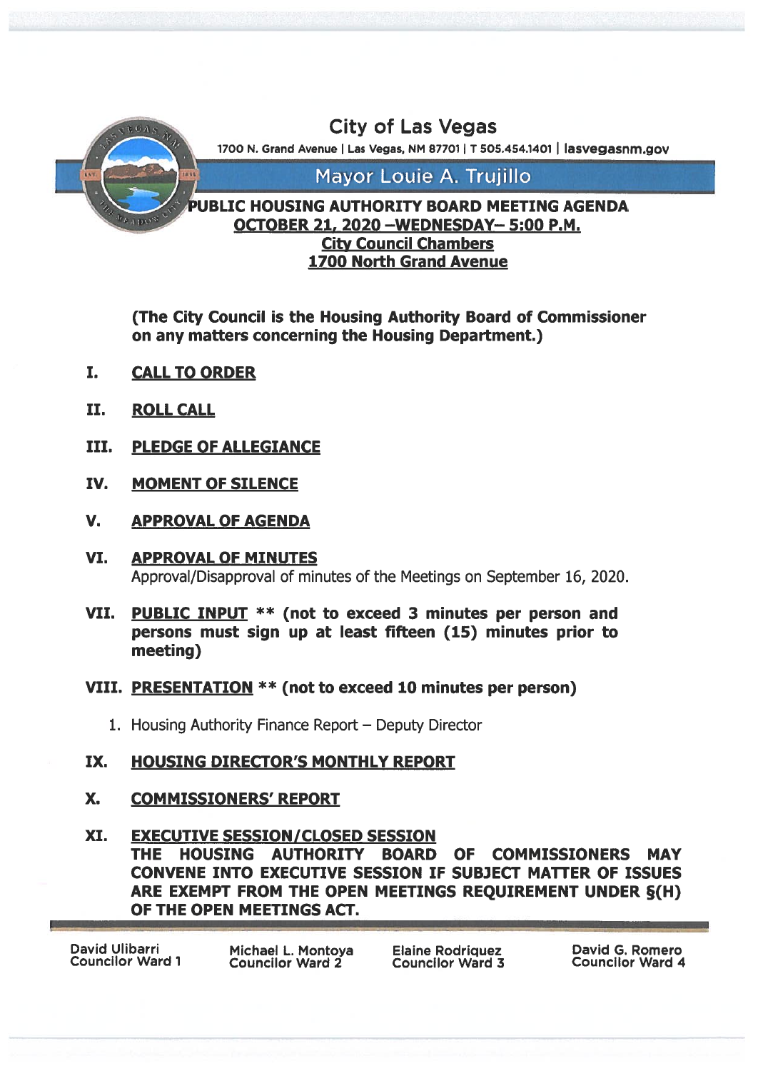# City of Las Vegas

1700 N. Grand Avenue | Las Vegas, NM 87701 | T 505.454.1401 | lasvegasnm.gov

## Mayor Louie A. Trujillo

## PUBLIC HOUSING AUTHORITY BOARD MEETING AGENDA

**OCTOBER 21, 2020 –WEDNESDAY– 5:00 P.M.**
**City Council Chambers**
**1700 North Grand Avenue**

**(The City Council is the Housing Authority Board of Commissioner on any matters concerning the Housing Department.)**

**I. CALL TO ORDER**

**II. ROLL CALL**

**III. PLEDGE OF ALLEGIANCE**

**IV. MOMENT OF SILENCE**

**V. APPROVAL OF AGENDA**

**VI. APPROVAL OF MINUTES**
Approval/Disapproval of minutes of the Meetings on September 16, 2020.

**VII. PUBLIC INPUT ** (not to exceed 3 minutes per person and persons must sign up at least fifteen (15) minutes prior to meeting)**

**VIII. PRESENTATION ** (not to exceed 10 minutes per person)**

1. Housing Authority Finance Report – Deputy Director

**IX. HOUSING DIRECTOR'S MONTHLY REPORT**

**X. COMMISSIONERS' REPORT**

**XI. EXECUTIVE SESSION/CLOSED SESSION**
**THE HOUSING AUTHORITY BOARD OF COMMISSIONERS MAY CONVENE INTO EXECUTIVE SESSION IF SUBJECT MATTER OF ISSUES ARE EXEMPT FROM THE OPEN MEETINGS REQUIREMENT UNDER §(H) OF THE OPEN MEETINGS ACT.**

David Ulibarri, Councilor Ward 1 | Michael L. Montoya, Councilor Ward 2 | Elaine Rodriquez, Councilor Ward 3 | David G. Romero, Councilor Ward 4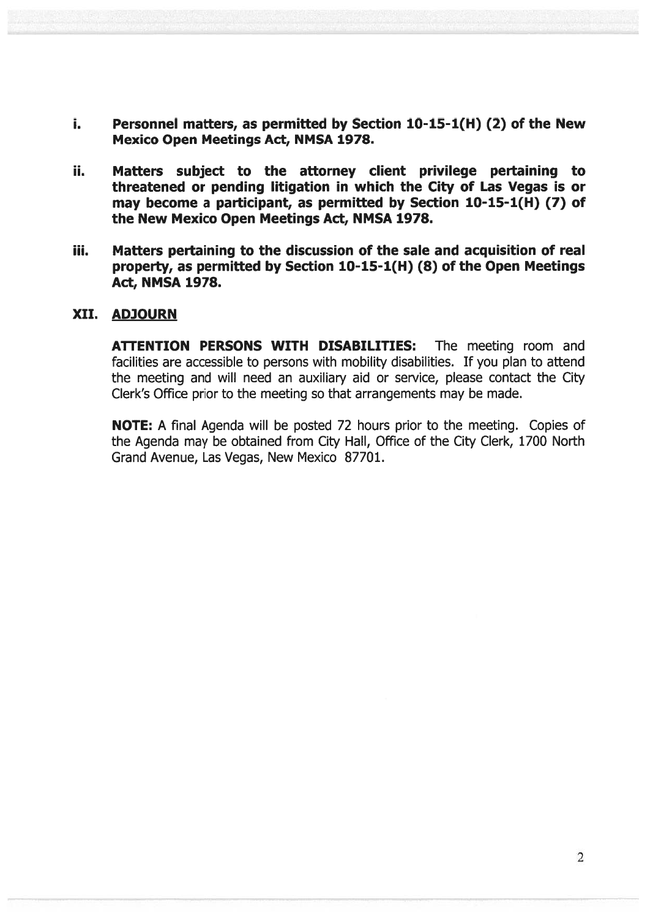i. **Personnel matters, as permitted by Section 10-15-1(H) (2) of the New Mexico Open Meetings Act, NMSA 1978.**

ii. **Matters subject to the attorney client privilege pertaining to threatened or pending litigation in which the City of Las Vegas is or may become a participant, as permitted by Section 10-15-1(H) (7) of the New Mexico Open Meetings Act, NMSA 1978.**

iii. **Matters pertaining to the discussion of the sale and acquisition of real property, as permitted by Section 10-15-1(H) (8) of the Open Meetings Act, NMSA 1978.**

## XII. <u>ADJOURN</u>

**ATTENTION PERSONS WITH DISABILITIES:** The meeting room and facilities are accessible to persons with mobility disabilities. If you plan to attend the meeting and will need an auxiliary aid or service, please contact the City Clerk's Office prior to the meeting so that arrangements may be made.

**NOTE:** A final Agenda will be posted 72 hours prior to the meeting. Copies of the Agenda may be obtained from City Hall, Office of the City Clerk, 1700 North Grand Avenue, Las Vegas, New Mexico 87701.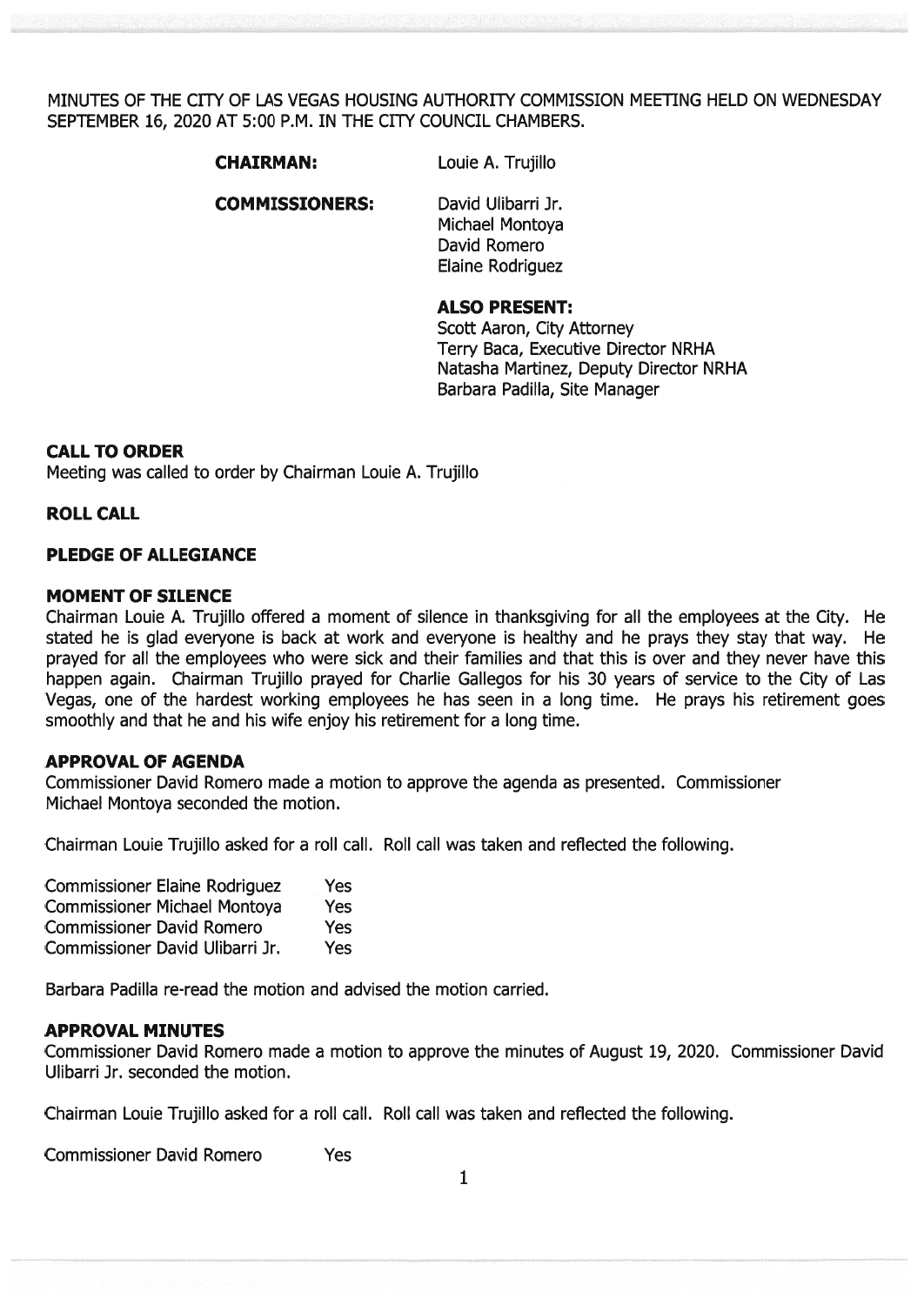MINUTES OF THE CITY OF LAS VEGAS HOUSING AUTHORITY COMMISSION MEETING HELD ON WEDNESDAY SEPTEMBER 16, 2020 AT 5:00 P.M. IN THE CITY COUNCIL CHAMBERS.

**CHAIRMAN:** Louie A. Trujillo

**COMMISSIONERS:** David Ulibarri Jr.
Michael Montoya
David Romero
Elaine Rodriguez

**ALSO PRESENT:**
Scott Aaron, City Attorney
Terry Baca, Executive Director NRHA
Natasha Martinez, Deputy Director NRHA
Barbara Padilla, Site Manager

## CALL TO ORDER

Meeting was called to order by Chairman Louie A. Trujillo

## ROLL CALL

## PLEDGE OF ALLEGIANCE

## MOMENT OF SILENCE

Chairman Louie A. Trujillo offered a moment of silence in thanksgiving for all the employees at the City. He stated he is glad everyone is back at work and everyone is healthy and he prays they stay that way. He prayed for all the employees who were sick and their families and that this is over and they never have this happen again. Chairman Trujillo prayed for Charlie Gallegos for his 30 years of service to the City of Las Vegas, one of the hardest working employees he has seen in a long time. He prays his retirement goes smoothly and that he and his wife enjoy his retirement for a long time.

## APPROVAL OF AGENDA

Commissioner David Romero made a motion to approve the agenda as presented. Commissioner Michael Montoya seconded the motion.

Chairman Louie Trujillo asked for a roll call. Roll call was taken and reflected the following.

| | |
|---|---|
| Commissioner Elaine Rodriguez | Yes |
| Commissioner Michael Montoya | Yes |
| Commissioner David Romero | Yes |
| Commissioner David Ulibarri Jr. | Yes |

Barbara Padilla re-read the motion and advised the motion carried.

## APPROVAL MINUTES

Commissioner David Romero made a motion to approve the minutes of August 19, 2020. Commissioner David Ulibarri Jr. seconded the motion.

Chairman Louie Trujillo asked for a roll call. Roll call was taken and reflected the following.

| | |
|---|---|
| Commissioner David Romero | Yes |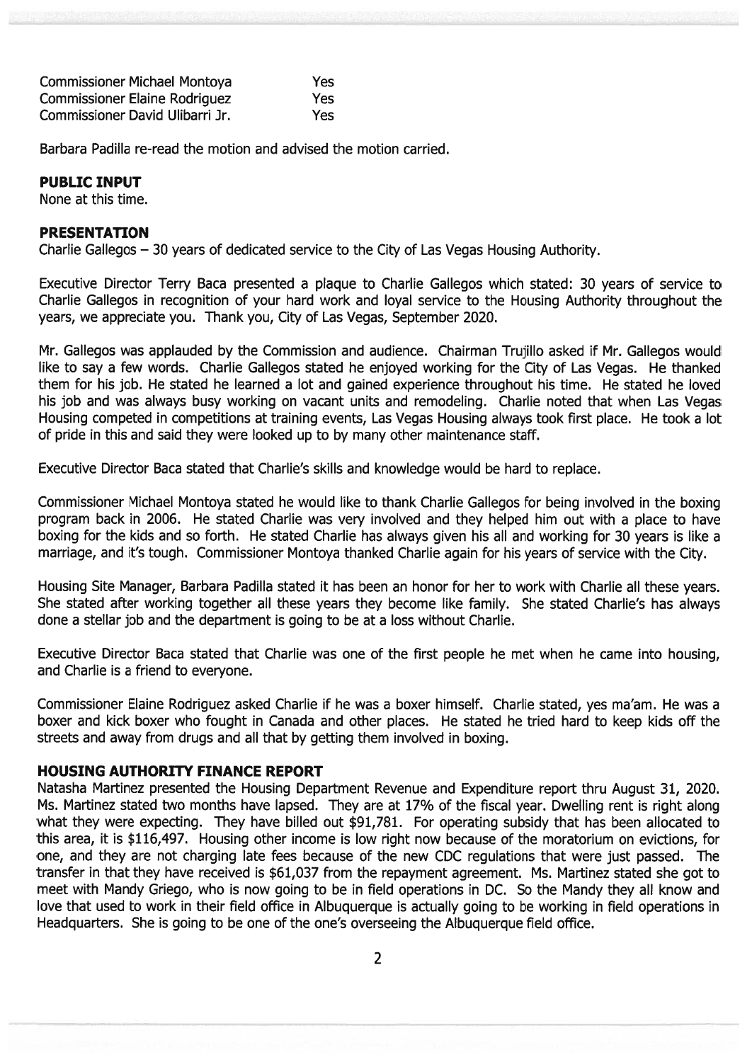| | |
|---|---|
| Commissioner Michael Montoya | Yes |
| Commissioner Elaine Rodriguez | Yes |
| Commissioner David Ulibarri Jr. | Yes |

Barbara Padilla re-read the motion and advised the motion carried.

**PUBLIC INPUT**
None at this time.

**PRESENTATION**
Charlie Gallegos – 30 years of dedicated service to the City of Las Vegas Housing Authority.

Executive Director Terry Baca presented a plaque to Charlie Gallegos which stated: 30 years of service to Charlie Gallegos in recognition of your hard work and loyal service to the Housing Authority throughout the years, we appreciate you. Thank you, City of Las Vegas, September 2020.

Mr. Gallegos was applauded by the Commission and audience. Chairman Trujillo asked if Mr. Gallegos would like to say a few words. Charlie Gallegos stated he enjoyed working for the City of Las Vegas. He thanked them for his job. He stated he learned a lot and gained experience throughout his time. He stated he loved his job and was always busy working on vacant units and remodeling. Charlie noted that when Las Vegas Housing competed in competitions at training events, Las Vegas Housing always took first place. He took a lot of pride in this and said they were looked up to by many other maintenance staff.

Executive Director Baca stated that Charlie's skills and knowledge would be hard to replace.

Commissioner Michael Montoya stated he would like to thank Charlie Gallegos for being involved in the boxing program back in 2006. He stated Charlie was very involved and they helped him out with a place to have boxing for the kids and so forth. He stated Charlie has always given his all and working for 30 years is like a marriage, and it's tough. Commissioner Montoya thanked Charlie again for his years of service with the City.

Housing Site Manager, Barbara Padilla stated it has been an honor for her to work with Charlie all these years. She stated after working together all these years they become like family. She stated Charlie's has always done a stellar job and the department is going to be at a loss without Charlie.

Executive Director Baca stated that Charlie was one of the first people he met when he came into housing, and Charlie is a friend to everyone.

Commissioner Elaine Rodriguez asked Charlie if he was a boxer himself. Charlie stated, yes ma'am. He was a boxer and kick boxer who fought in Canada and other places. He stated he tried hard to keep kids off the streets and away from drugs and all that by getting them involved in boxing.

**HOUSING AUTHORITY FINANCE REPORT**
Natasha Martinez presented the Housing Department Revenue and Expenditure report thru August 31, 2020. Ms. Martinez stated two months have lapsed. They are at 17% of the fiscal year. Dwelling rent is right along what they were expecting. They have billed out $91,781. For operating subsidy that has been allocated to this area, it is $116,497. Housing other income is low right now because of the moratorium on evictions, for one, and they are not charging late fees because of the new CDC regulations that were just passed. The transfer in that they have received is $61,037 from the repayment agreement. Ms. Martinez stated she got to meet with Mandy Griego, who is now going to be in field operations in DC. So the Mandy they all know and love that used to work in their field office in Albuquerque is actually going to be working in field operations in Headquarters. She is going to be one of the one's overseeing the Albuquerque field office.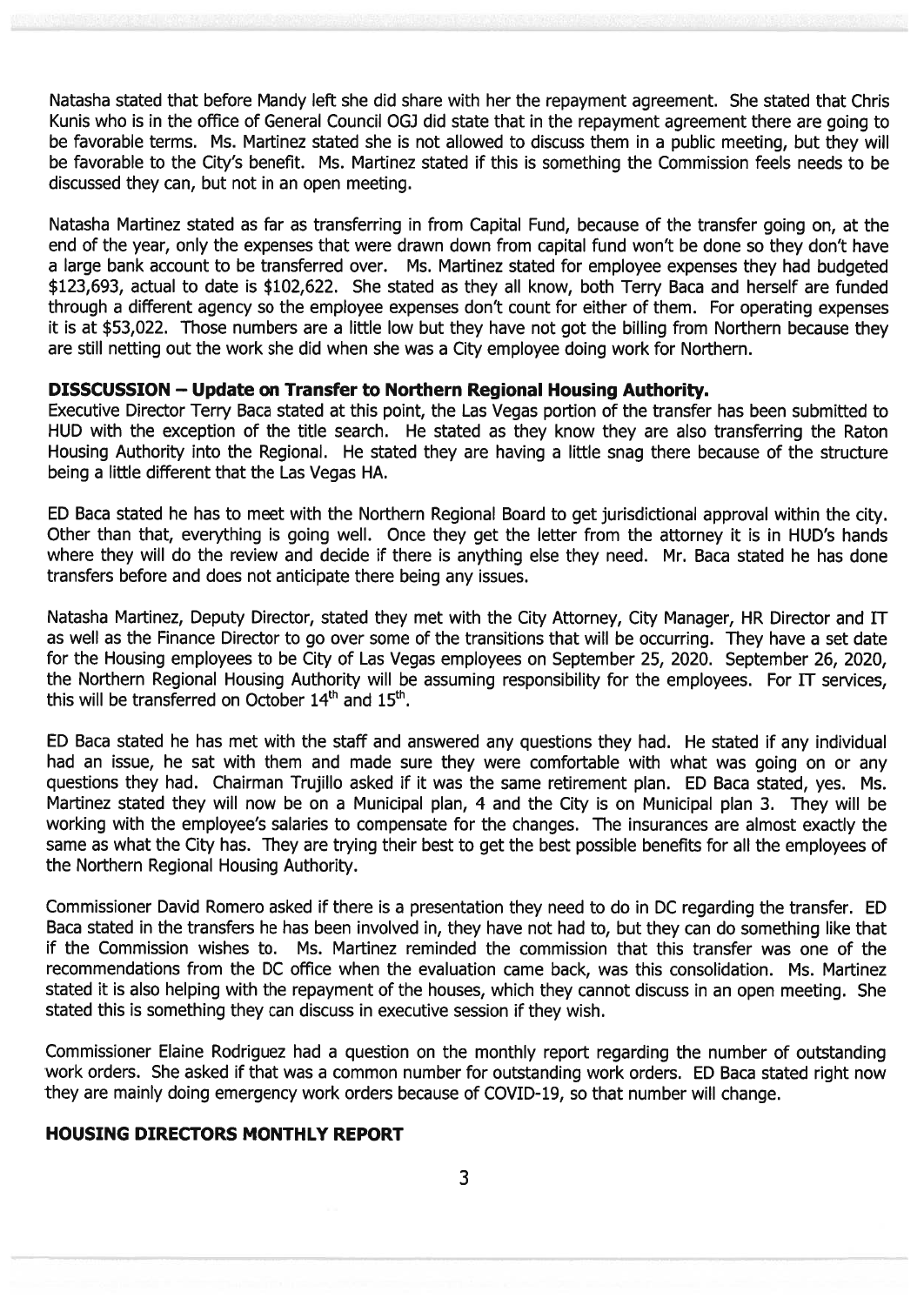Natasha stated that before Mandy left she did share with her the repayment agreement. She stated that Chris Kunis who is in the office of General Council OGJ did state that in the repayment agreement there are going to be favorable terms. Ms. Martinez stated she is not allowed to discuss them in a public meeting, but they will be favorable to the City's benefit. Ms. Martinez stated if this is something the Commission feels needs to be discussed they can, but not in an open meeting.

Natasha Martinez stated as far as transferring in from Capital Fund, because of the transfer going on, at the end of the year, only the expenses that were drawn down from capital fund won't be done so they don't have a large bank account to be transferred over. Ms. Martinez stated for employee expenses they had budgeted \$123,693, actual to date is \$102,622. She stated as they all know, both Terry Baca and herself are funded through a different agency so the employee expenses don't count for either of them. For operating expenses it is at \$53,022. Those numbers are a little low but they have not got the billing from Northern because they are still netting out the work she did when she was a City employee doing work for Northern.

**DISSCUSSION – Update on Transfer to Northern Regional Housing Authority.**

Executive Director Terry Baca stated at this point, the Las Vegas portion of the transfer has been submitted to HUD with the exception of the title search. He stated as they know they are also transferring the Raton Housing Authority into the Regional. He stated they are having a little snag there because of the structure being a little different that the Las Vegas HA.

ED Baca stated he has to meet with the Northern Regional Board to get jurisdictional approval within the city. Other than that, everything is going well. Once they get the letter from the attorney it is in HUD's hands where they will do the review and decide if there is anything else they need. Mr. Baca stated he has done transfers before and does not anticipate there being any issues.

Natasha Martinez, Deputy Director, stated they met with the City Attorney, City Manager, HR Director and IT as well as the Finance Director to go over some of the transitions that will be occurring. They have a set date for the Housing employees to be City of Las Vegas employees on September 25, 2020. September 26, 2020, the Northern Regional Housing Authority will be assuming responsibility for the employees. For IT services, this will be transferred on October 14th and 15th.

ED Baca stated he has met with the staff and answered any questions they had. He stated if any individual had an issue, he sat with them and made sure they were comfortable with what was going on or any questions they had. Chairman Trujillo asked if it was the same retirement plan. ED Baca stated, yes. Ms. Martinez stated they will now be on a Municipal plan, 4 and the City is on Municipal plan 3. They will be working with the employee's salaries to compensate for the changes. The insurances are almost exactly the same as what the City has. They are trying their best to get the best possible benefits for all the employees of the Northern Regional Housing Authority.

Commissioner David Romero asked if there is a presentation they need to do in DC regarding the transfer. ED Baca stated in the transfers he has been involved in, they have not had to, but they can do something like that if the Commission wishes to. Ms. Martinez reminded the commission that this transfer was one of the recommendations from the DC office when the evaluation came back, was this consolidation. Ms. Martinez stated it is also helping with the repayment of the houses, which they cannot discuss in an open meeting. She stated this is something they can discuss in executive session if they wish.

Commissioner Elaine Rodriguez had a question on the monthly report regarding the number of outstanding work orders. She asked if that was a common number for outstanding work orders. ED Baca stated right now they are mainly doing emergency work orders because of COVID-19, so that number will change.

**HOUSING DIRECTORS MONTHLY REPORT**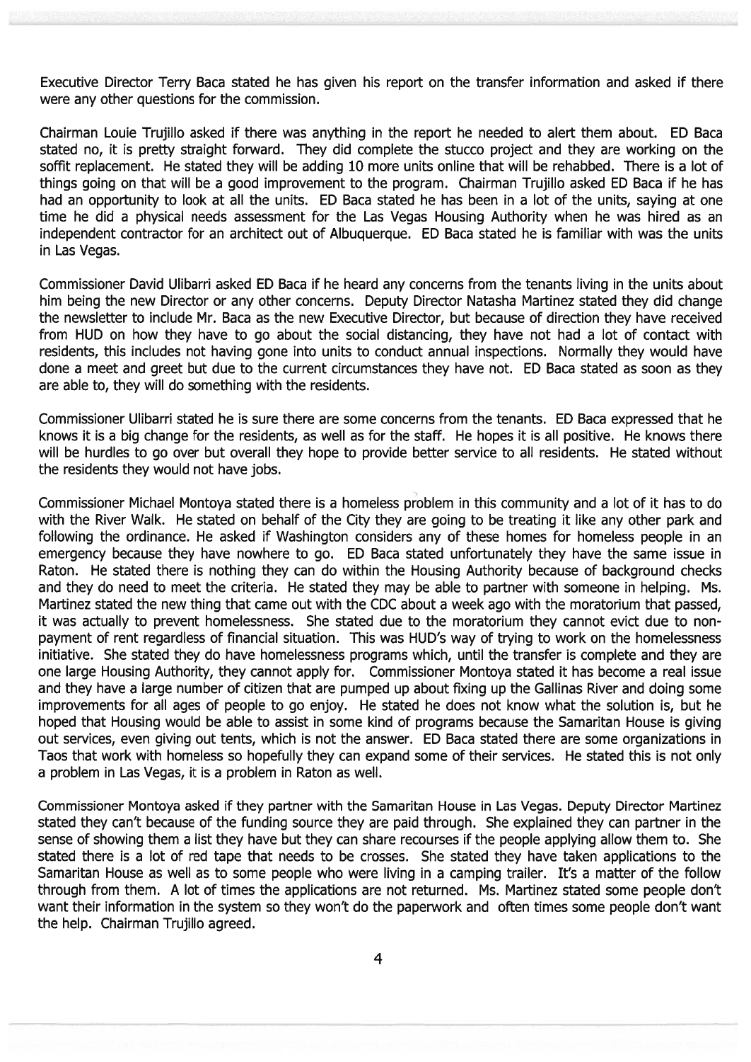Executive Director Terry Baca stated he has given his report on the transfer information and asked if there were any other questions for the commission.

Chairman Louie Trujillo asked if there was anything in the report he needed to alert them about. ED Baca stated no, it is pretty straight forward. They did complete the stucco project and they are working on the soffit replacement. He stated they will be adding 10 more units online that will be rehabbed. There is a lot of things going on that will be a good improvement to the program. Chairman Trujillo asked ED Baca if he has had an opportunity to look at all the units. ED Baca stated he has been in a lot of the units, saying at one time he did a physical needs assessment for the Las Vegas Housing Authority when he was hired as an independent contractor for an architect out of Albuquerque. ED Baca stated he is familiar with was the units in Las Vegas.

Commissioner David Ulibarri asked ED Baca if he heard any concerns from the tenants living in the units about him being the new Director or any other concerns. Deputy Director Natasha Martinez stated they did change the newsletter to include Mr. Baca as the new Executive Director, but because of direction they have received from HUD on how they have to go about the social distancing, they have not had a lot of contact with residents, this includes not having gone into units to conduct annual inspections. Normally they would have done a meet and greet but due to the current circumstances they have not. ED Baca stated as soon as they are able to, they will do something with the residents.

Commissioner Ulibarri stated he is sure there are some concerns from the tenants. ED Baca expressed that he knows it is a big change for the residents, as well as for the staff. He hopes it is all positive. He knows there will be hurdles to go over but overall they hope to provide better service to all residents. He stated without the residents they would not have jobs.

Commissioner Michael Montoya stated there is a homeless problem in this community and a lot of it has to do with the River Walk. He stated on behalf of the City they are going to be treating it like any other park and following the ordinance. He asked if Washington considers any of these homes for homeless people in an emergency because they have nowhere to go. ED Baca stated unfortunately they have the same issue in Raton. He stated there is nothing they can do within the Housing Authority because of background checks and they do need to meet the criteria. He stated they may be able to partner with someone in helping. Ms. Martinez stated the new thing that came out with the CDC about a week ago with the moratorium that passed, it was actually to prevent homelessness. She stated due to the moratorium they cannot evict due to non-payment of rent regardless of financial situation. This was HUD's way of trying to work on the homelessness initiative. She stated they do have homelessness programs which, until the transfer is complete and they are one large Housing Authority, they cannot apply for. Commissioner Montoya stated it has become a real issue and they have a large number of citizen that are pumped up about fixing up the Gallinas River and doing some improvements for all ages of people to go enjoy. He stated he does not know what the solution is, but he hoped that Housing would be able to assist in some kind of programs because the Samaritan House is giving out services, even giving out tents, which is not the answer. ED Baca stated there are some organizations in Taos that work with homeless so hopefully they can expand some of their services. He stated this is not only a problem in Las Vegas, it is a problem in Raton as well.

Commissioner Montoya asked if they partner with the Samaritan House in Las Vegas. Deputy Director Martinez stated they can't because of the funding source they are paid through. She explained they can partner in the sense of showing them a list they have but they can share recourses if the people applying allow them to. She stated there is a lot of red tape that needs to be crosses. She stated they have taken applications to the Samaritan House as well as to some people who were living in a camping trailer. It's a matter of the follow through from them. A lot of times the applications are not returned. Ms. Martinez stated some people don't want their information in the system so they won't do the paperwork and often times some people don't want the help. Chairman Trujillo agreed.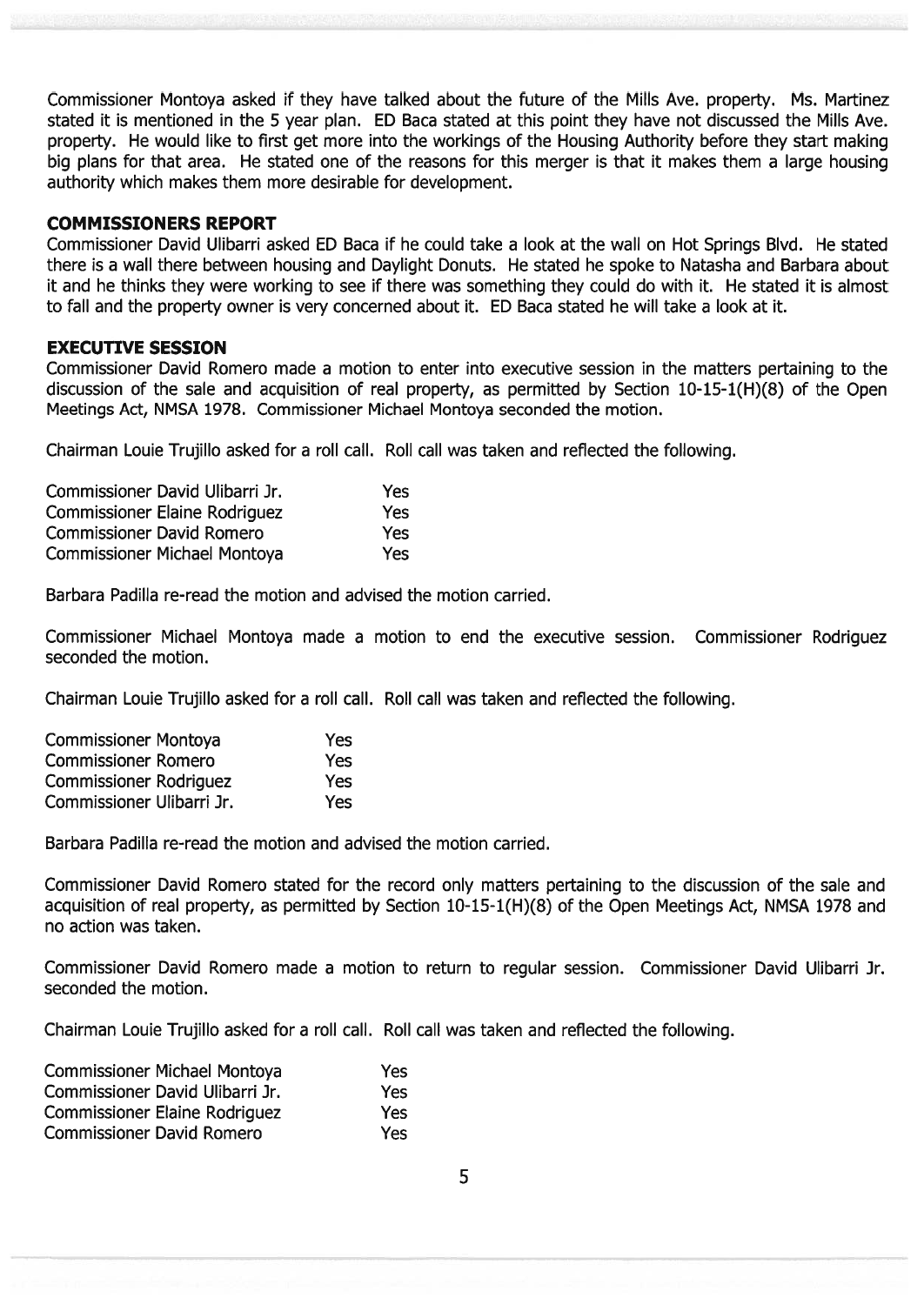Commissioner Montoya asked if they have talked about the future of the Mills Ave. property. Ms. Martinez stated it is mentioned in the 5 year plan. ED Baca stated at this point they have not discussed the Mills Ave. property. He would like to first get more into the workings of the Housing Authority before they start making big plans for that area. He stated one of the reasons for this merger is that it makes them a large housing authority which makes them more desirable for development.

**COMMISSIONERS REPORT**

Commissioner David Ulibarri asked ED Baca if he could take a look at the wall on Hot Springs Blvd. He stated there is a wall there between housing and Daylight Donuts. He stated he spoke to Natasha and Barbara about it and he thinks they were working to see if there was something they could do with it. He stated it is almost to fall and the property owner is very concerned about it. ED Baca stated he will take a look at it.

**EXECUTIVE SESSION**

Commissioner David Romero made a motion to enter into executive session in the matters pertaining to the discussion of the sale and acquisition of real property, as permitted by Section 10-15-1(H)(8) of the Open Meetings Act, NMSA 1978. Commissioner Michael Montoya seconded the motion.

Chairman Louie Trujillo asked for a roll call. Roll call was taken and reflected the following.

| | |
|---|---|
| Commissioner David Ulibarri Jr. | Yes |
| Commissioner Elaine Rodriguez | Yes |
| Commissioner David Romero | Yes |
| Commissioner Michael Montoya | Yes |

Barbara Padilla re-read the motion and advised the motion carried.

Commissioner Michael Montoya made a motion to end the executive session. Commissioner Rodriguez seconded the motion.

Chairman Louie Trujillo asked for a roll call. Roll call was taken and reflected the following.

| | |
|---|---|
| Commissioner Montoya | Yes |
| Commissioner Romero | Yes |
| Commissioner Rodriguez | Yes |
| Commissioner Ulibarri Jr. | Yes |

Barbara Padilla re-read the motion and advised the motion carried.

Commissioner David Romero stated for the record only matters pertaining to the discussion of the sale and acquisition of real property, as permitted by Section 10-15-1(H)(8) of the Open Meetings Act, NMSA 1978 and no action was taken.

Commissioner David Romero made a motion to return to regular session. Commissioner David Ulibarri Jr. seconded the motion.

Chairman Louie Trujillo asked for a roll call. Roll call was taken and reflected the following.

| | |
|---|---|
| Commissioner Michael Montoya | Yes |
| Commissioner David Ulibarri Jr. | Yes |
| Commissioner Elaine Rodriguez | Yes |
| Commissioner David Romero | Yes |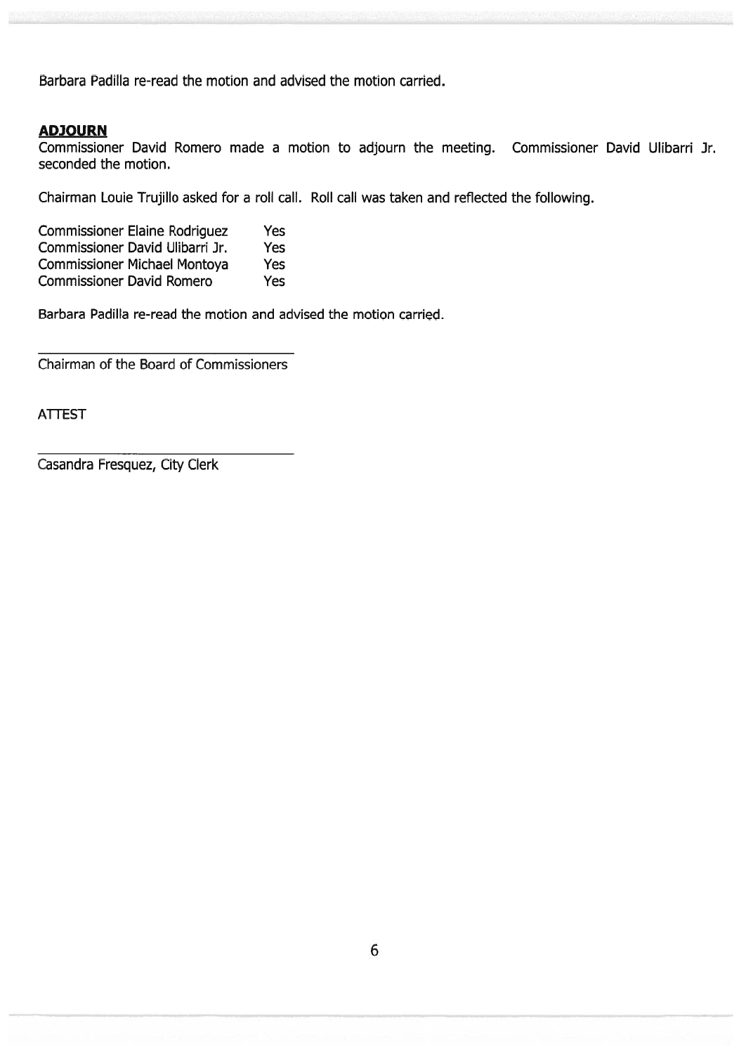Barbara Padilla re-read the motion and advised the motion carried.

**ADJOURN**

Commissioner David Romero made a motion to adjourn the meeting. Commissioner David Ulibarri Jr. seconded the motion.

Chairman Louie Trujillo asked for a roll call. Roll call was taken and reflected the following.

| | |
|---|---|
| Commissioner Elaine Rodriguez | Yes |
| Commissioner David Ulibarri Jr. | Yes |
| Commissioner Michael Montoya | Yes |
| Commissioner David Romero | Yes |

Barbara Padilla re-read the motion and advised the motion carried.

\_\_\_\_\_\_\_\_\_\_\_\_\_\_\_\_\_\_\_\_\_\_\_\_\_\_\_\_\_\_\_\_\_\_

Chairman of the Board of Commissioners

ATTEST

\_\_\_\_\_\_\_\_\_\_\_\_\_\_\_\_\_\_\_\_\_\_\_\_\_\_\_\_\_\_\_\_\_\_

Casandra Fresquez, City Clerk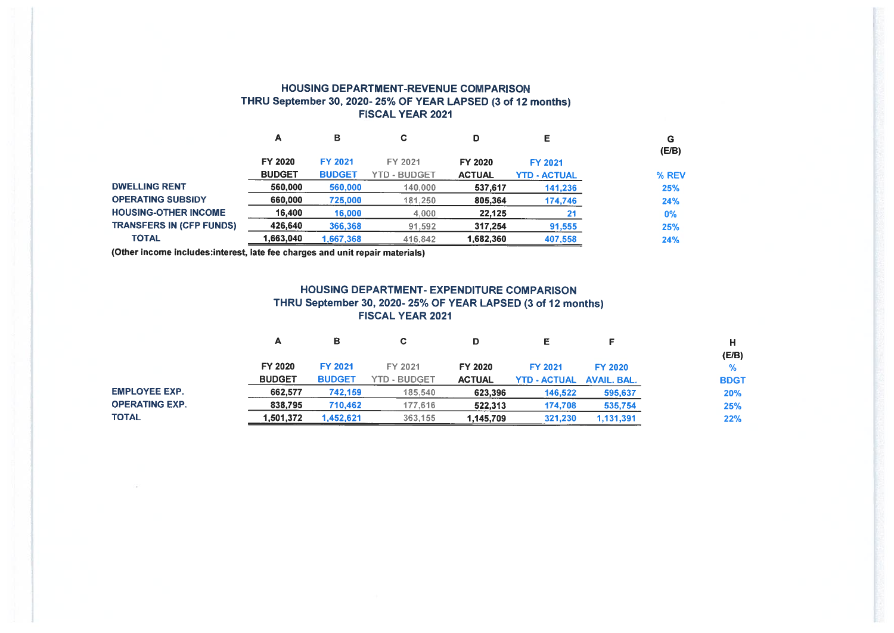## HOUSING DEPARTMENT-REVENUE COMPARISON
### THRU September 30, 2020- 25% OF YEAR LAPSED (3 of 12 months)
### FISCAL YEAR 2021

| | A | B | C | D | E | G (E/B) |
|---|---|---|---|---|---|---|
| | FY 2020 BUDGET | FY 2021 BUDGET | FY 2021 YTD - BUDGET | FY 2020 ACTUAL | FY 2021 YTD - ACTUAL | % REV |
| DWELLING RENT | 560,000 | 560,000 | 140,000 | 537,617 | 141,236 | 25% |
| OPERATING SUBSIDY | 660,000 | 725,000 | 181,250 | 805,364 | 174,746 | 24% |
| HOUSING-OTHER INCOME | 16,400 | 16,000 | 4,000 | 22,125 | 21 | 0% |
| TRANSFERS IN (CFP FUNDS) | 426,640 | 366,368 | 91,592 | 317,254 | 91,555 | 25% |
| TOTAL | 1,663,040 | 1,667,368 | 416,842 | 1,682,360 | 407,558 | 24% |

(Other income includes:interest, late fee charges and unit repair materials)

## HOUSING DEPARTMENT- EXPENDITURE COMPARISON
### THRU September 30, 2020- 25% OF YEAR LAPSED (3 of 12 months)
### FISCAL YEAR 2021

| | A | B | C | D | E | F | H (E/B) |
|---|---|---|---|---|---|---|---|
| | FY 2020 BUDGET | FY 2021 BUDGET | FY 2021 YTD - BUDGET | FY 2020 ACTUAL | FY 2021 YTD - ACTUAL | FY 2020 AVAIL. BAL. | % BDGT |
| EMPLOYEE EXP. | 662,577 | 742,159 | 185,540 | 623,396 | 146,522 | 595,637 | 20% |
| OPERATING EXP. | 838,795 | 710,462 | 177,616 | 522,313 | 174,708 | 535,754 | 25% |
| TOTAL | 1,501,372 | 1,452,621 | 363,155 | 1,145,709 | 321,230 | 1,131,391 | 22% |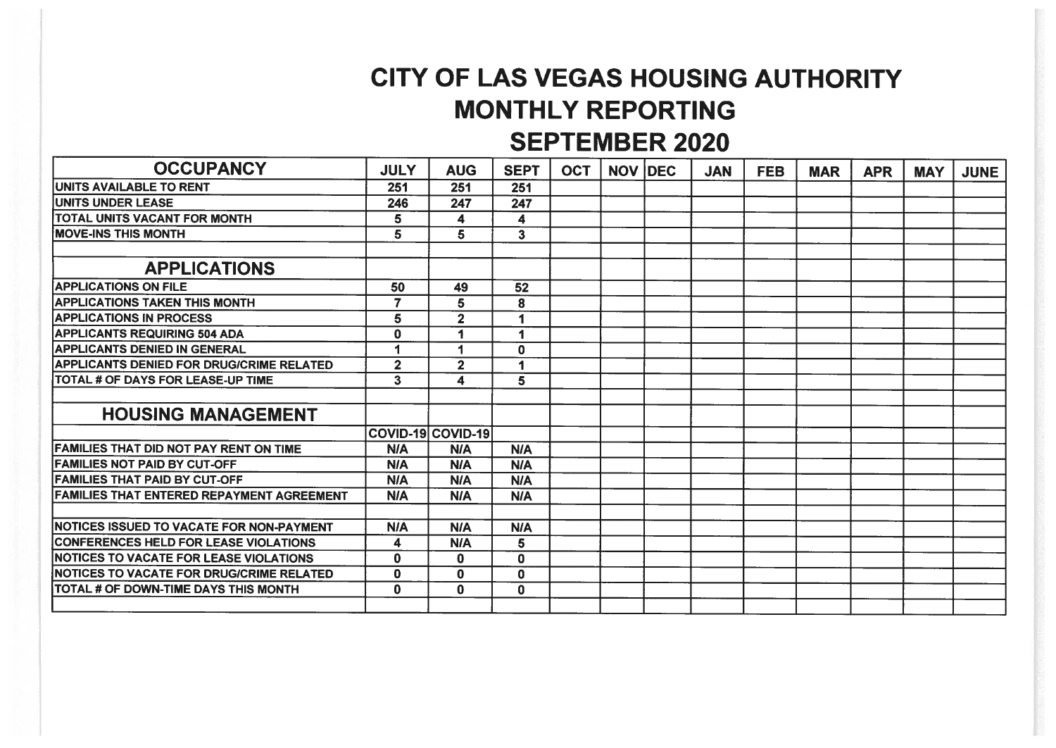# CITY OF LAS VEGAS HOUSING AUTHORITY
## MONTHLY REPORTING
## SEPTEMBER 2020

| OCCUPANCY | JULY | AUG | SEPT | OCT | NOV | DEC | JAN | FEB | MAR | APR | MAY | JUNE |
|---|---|---|---|---|---|---|---|---|---|---|---|---|
| UNITS AVAILABLE TO RENT | 251 | 251 | 251 | | | | | | | | | |
| UNITS UNDER LEASE | 246 | 247 | 247 | | | | | | | | | |
| TOTAL UNITS VACANT FOR MONTH | 5 | 4 | 4 | | | | | | | | | |
| MOVE-INS THIS MONTH | 5 | 5 | 3 | | | | | | | | | |
| | | | | | | | | | | | | |
| **APPLICATIONS** | | | | | | | | | | | | |
| APPLICATIONS ON FILE | 50 | 49 | 52 | | | | | | | | | |
| APPLICATIONS TAKEN THIS MONTH | 7 | 5 | 8 | | | | | | | | | |
| APPLICATIONS IN PROCESS | 5 | 2 | 1 | | | | | | | | | |
| APPLICANTS REQUIRING 504 ADA | 0 | 1 | 1 | | | | | | | | | |
| APPLICANTS DENIED IN GENERAL | 1 | 1 | 0 | | | | | | | | | |
| APPLICANTS DENIED FOR DRUG/CRIME RELATED | 2 | 2 | 1 | | | | | | | | | |
| TOTAL # OF DAYS FOR LEASE-UP TIME | 3 | 4 | 5 | | | | | | | | | |
| | | | | | | | | | | | | |
| **HOUSING MANAGEMENT** | | | | | | | | | | | | |
| | COVID-19 | COVID-19 | | | | | | | | | | |
| FAMILIES THAT DID NOT PAY RENT ON TIME | N/A | N/A | N/A | | | | | | | | | |
| FAMILIES NOT PAID BY CUT-OFF | N/A | N/A | N/A | | | | | | | | | |
| FAMILIES THAT PAID BY CUT-OFF | N/A | N/A | N/A | | | | | | | | | |
| FAMILIES THAT ENTERED REPAYMENT AGREEMENT | N/A | N/A | N/A | | | | | | | | | |
| | | | | | | | | | | | | |
| NOTICES ISSUED TO VACATE FOR NON-PAYMENT | N/A | N/A | N/A | | | | | | | | | |
| CONFERENCES HELD FOR LEASE VIOLATIONS | 4 | N/A | 5 | | | | | | | | | |
| NOTICES TO VACATE FOR LEASE VIOLATIONS | 0 | 0 | 0 | | | | | | | | | |
| NOTICES TO VACATE FOR DRUG/CRIME RELATED | 0 | 0 | 0 | | | | | | | | | |
| TOTAL # OF DOWN-TIME DAYS THIS MONTH | 0 | 0 | 0 | | | | | | | | | |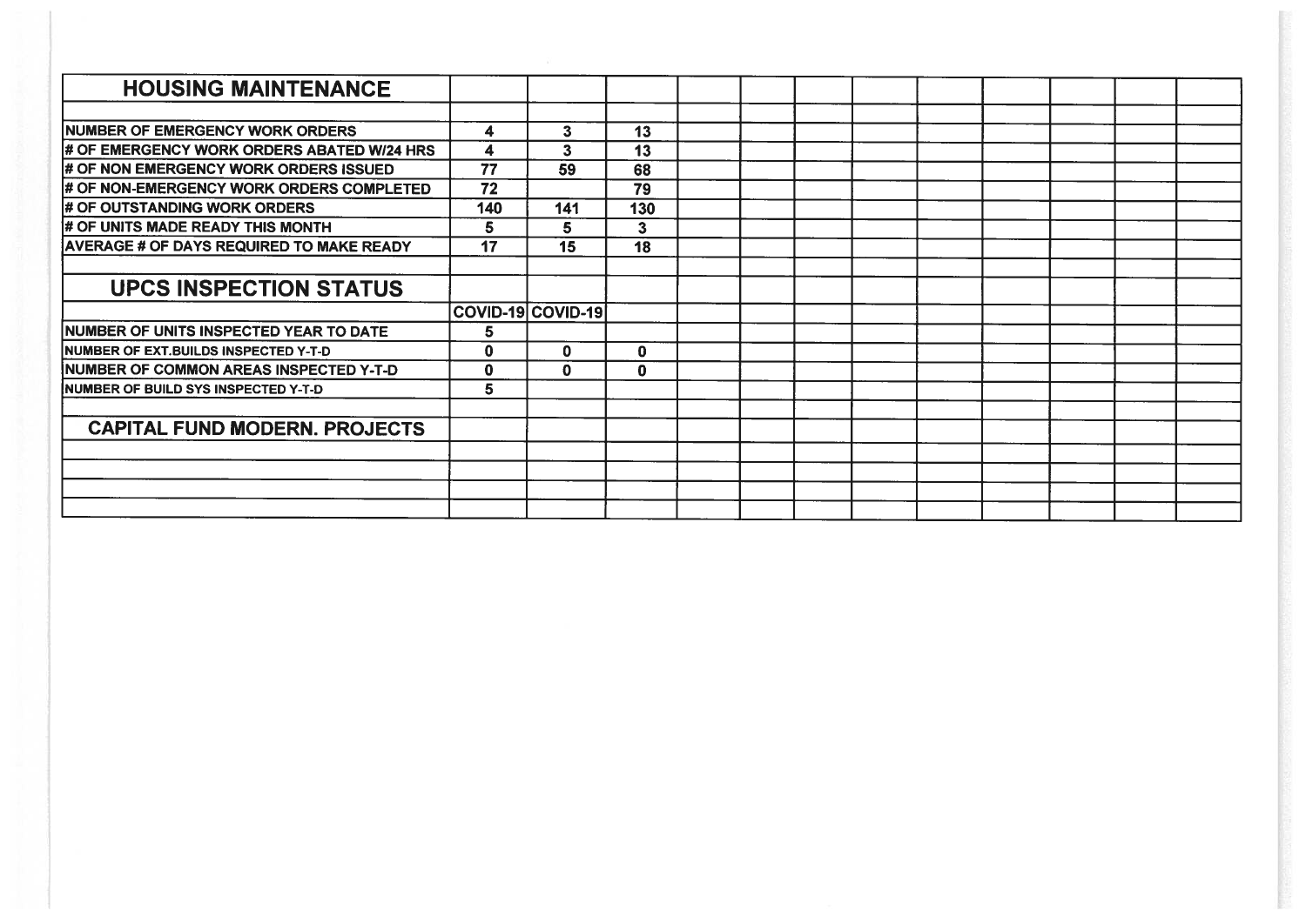| HOUSING MAINTENANCE | | | | | | | | | | | | |
|---|---|---|---|---|---|---|---|---|---|---|---|---|
| | | | | | | | | | | | | |
| NUMBER OF EMERGENCY WORK ORDERS | 4 | 3 | 13 | | | | | | | | | |
| # OF EMERGENCY WORK ORDERS ABATED W/24 HRS | 4 | 3 | 13 | | | | | | | | | |
| # OF NON EMERGENCY WORK ORDERS ISSUED | 77 | 59 | 68 | | | | | | | | | |
| # OF NON-EMERGENCY WORK ORDERS COMPLETED | 72 | | 79 | | | | | | | | | |
| # OF OUTSTANDING WORK ORDERS | 140 | 141 | 130 | | | | | | | | | |
| # OF UNITS MADE READY THIS MONTH | 5 | 5 | 3 | | | | | | | | | |
| AVERAGE # OF DAYS REQUIRED TO MAKE READY | 17 | 15 | 18 | | | | | | | | | |
| | | | | | | | | | | | | |
| **UPCS INSPECTION STATUS** | | | | | | | | | | | | |
| | COVID-19 | COVID-19 | | | | | | | | | | |
| NUMBER OF UNITS INSPECTED YEAR TO DATE | 5 | | | | | | | | | | | |
| NUMBER OF EXT.BUILDS INSPECTED Y-T-D | 0 | 0 | 0 | | | | | | | | | |
| NUMBER OF COMMON AREAS INSPECTED Y-T-D | 0 | 0 | 0 | | | | | | | | | |
| NUMBER OF BUILD SYS INSPECTED Y-T-D | 5 | | | | | | | | | | | |
| | | | | | | | | | | | | |
| **CAPITAL FUND MODERN. PROJECTS** | | | | | | | | | | | | |
| | | | | | | | | | | | | |
| | | | | | | | | | | | | |
| | | | | | | | | | | | | |
| | | | | | | | | | | | | |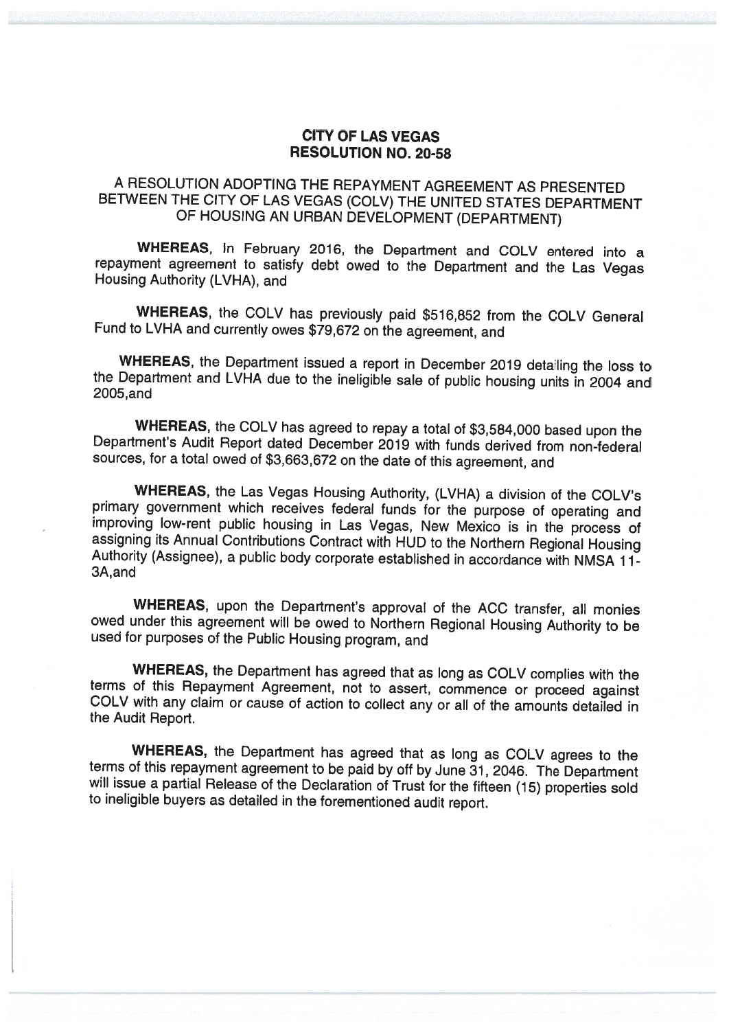**CITY OF LAS VEGAS**
**RESOLUTION NO. 20-58**

A RESOLUTION ADOPTING THE REPAYMENT AGREEMENT AS PRESENTED BETWEEN THE CITY OF LAS VEGAS (COLV) THE UNITED STATES DEPARTMENT OF HOUSING AN URBAN DEVELOPMENT (DEPARTMENT)

**WHEREAS**, In February 2016, the Department and COLV entered into a repayment agreement to satisfy debt owed to the Department and the Las Vegas Housing Authority (LVHA), and

**WHEREAS**, the COLV has previously paid $516,852 from the COLV General Fund to LVHA and currently owes $79,672 on the agreement, and

**WHEREAS**, the Department issued a report in December 2019 detailing the loss to the Department and LVHA due to the ineligible sale of public housing units in 2004 and 2005,and

**WHEREAS**, the COLV has agreed to repay a total of $3,584,000 based upon the Department's Audit Report dated December 2019 with funds derived from non-federal sources, for a total owed of $3,663,672 on the date of this agreement, and

**WHEREAS**, the Las Vegas Housing Authority, (LVHA) a division of the COLV's primary government which receives federal funds for the purpose of operating and improving low-rent public housing in Las Vegas, New Mexico is in the process of assigning its Annual Contributions Contract with HUD to the Northern Regional Housing Authority (Assignee), a public body corporate established in accordance with NMSA 11-3A,and

**WHEREAS**, upon the Department's approval of the ACC transfer, all monies owed under this agreement will be owed to Northern Regional Housing Authority to be used for purposes of the Public Housing program, and

**WHEREAS,** the Department has agreed that as long as COLV complies with the terms of this Repayment Agreement, not to assert, commence or proceed against COLV with any claim or cause of action to collect any or all of the amounts detailed in the Audit Report.

**WHEREAS,** the Department has agreed that as long as COLV agrees to the terms of this repayment agreement to be paid by off by June 31, 2046. The Department will issue a partial Release of the Declaration of Trust for the fifteen (15) properties sold to ineligible buyers as detailed in the forementioned audit report.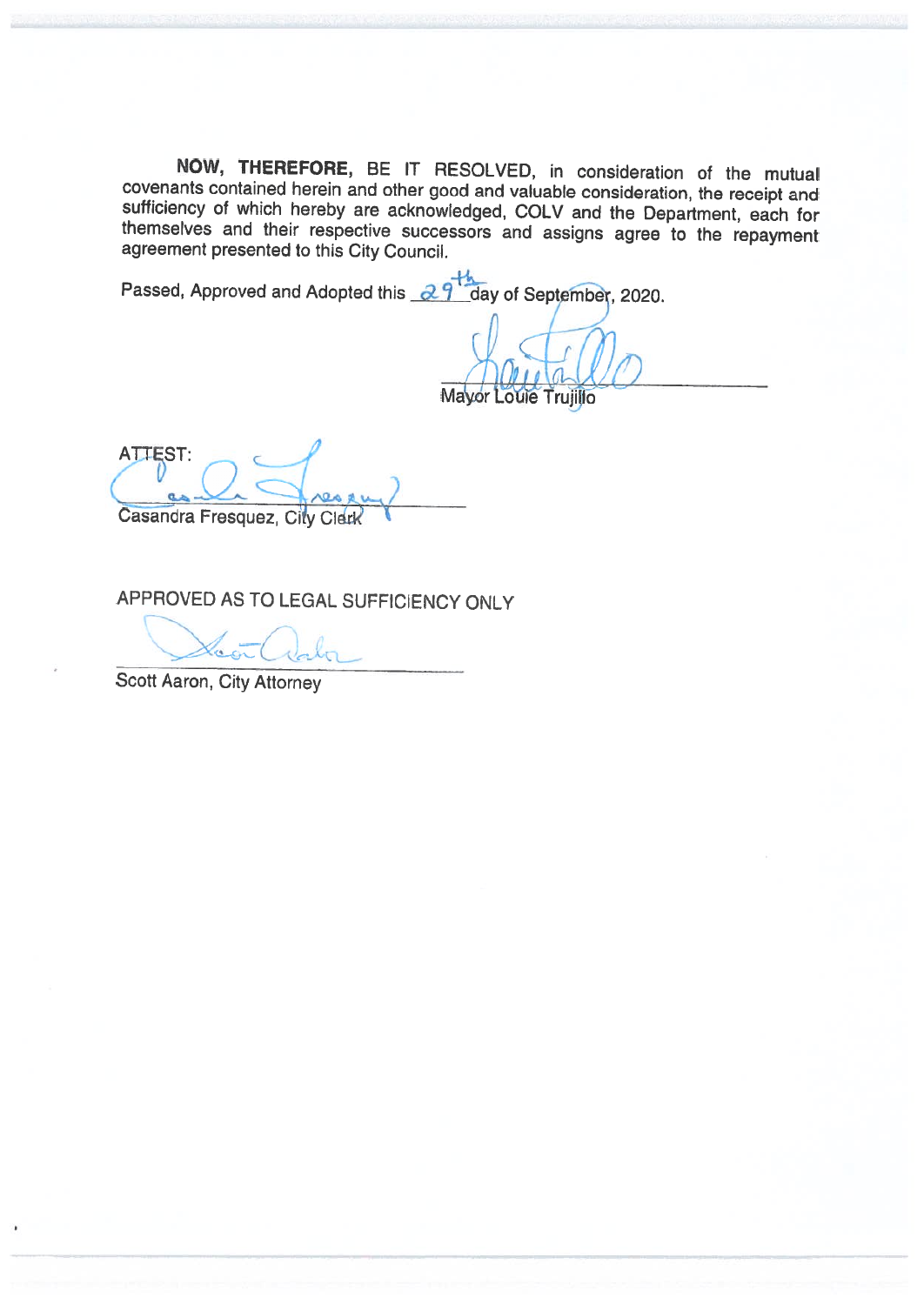**NOW, THEREFORE,** BE IT RESOLVED, in consideration of the mutual covenants contained herein and other good and valuable consideration, the receipt and sufficiency of which hereby are acknowledged, COLV and the Department, each for themselves and their respective successors and assigns agree to the repayment agreement presented to this City Council.

Passed, Approved and Adopted this 29th day of September, 2020.

Mayor Louie Trujillo

ATTEST:

Casandra Fresquez, City Clerk

APPROVED AS TO LEGAL SUFFICIENCY ONLY

Scott Aaron, City Attorney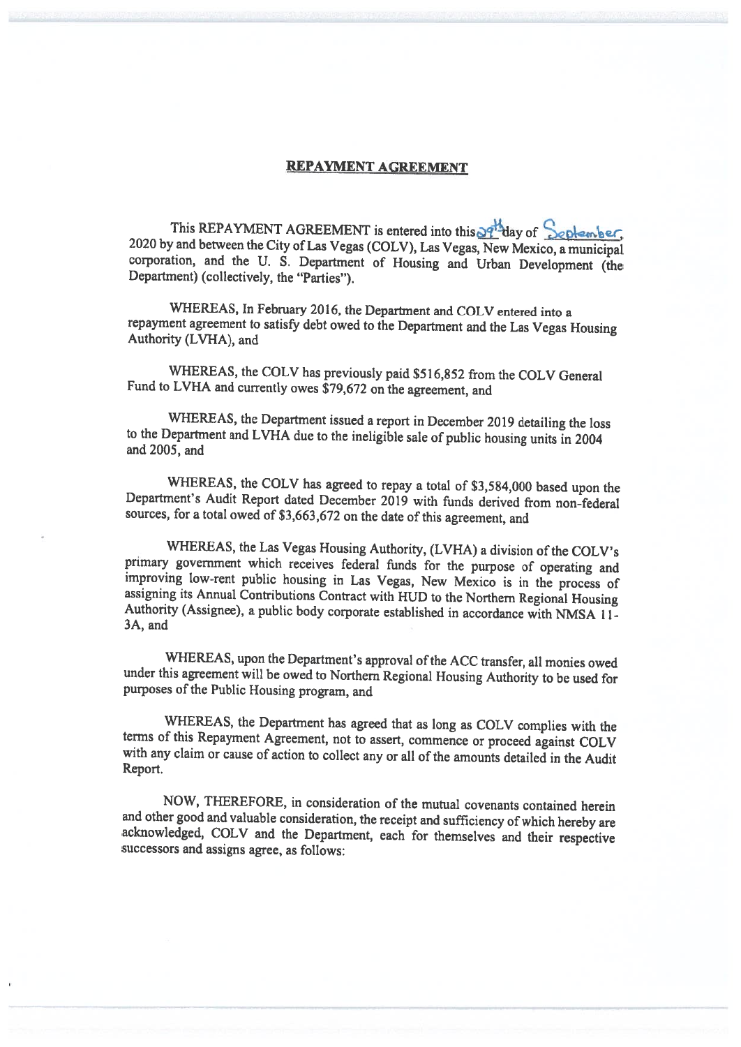# REPAYMENT AGREEMENT

This REPAYMENT AGREEMENT is entered into this 29th day of September, 2020 by and between the City of Las Vegas (COLV), Las Vegas, New Mexico, a municipal corporation, and the U. S. Department of Housing and Urban Development (the Department) (collectively, the "Parties").

WHEREAS, In February 2016, the Department and COLV entered into a repayment agreement to satisfy debt owed to the Department and the Las Vegas Housing Authority (LVHA), and

WHEREAS, the COLV has previously paid $516,852 from the COLV General Fund to LVHA and currently owes $79,672 on the agreement, and

WHEREAS, the Department issued a report in December 2019 detailing the loss to the Department and LVHA due to the ineligible sale of public housing units in 2004 and 2005, and

WHEREAS, the COLV has agreed to repay a total of $3,584,000 based upon the Department's Audit Report dated December 2019 with funds derived from non-federal sources, for a total owed of $3,663,672 on the date of this agreement, and

WHEREAS, the Las Vegas Housing Authority, (LVHA) a division of the COLV's primary government which receives federal funds for the purpose of operating and improving low-rent public housing in Las Vegas, New Mexico is in the process of assigning its Annual Contributions Contract with HUD to the Northern Regional Housing Authority (Assignee), a public body corporate established in accordance with NMSA 11-3A, and

WHEREAS, upon the Department's approval of the ACC transfer, all monies owed under this agreement will be owed to Northern Regional Housing Authority to be used for purposes of the Public Housing program, and

WHEREAS, the Department has agreed that as long as COLV complies with the terms of this Repayment Agreement, not to assert, commence or proceed against COLV with any claim or cause of action to collect any or all of the amounts detailed in the Audit Report.

NOW, THEREFORE, in consideration of the mutual covenants contained herein and other good and valuable consideration, the receipt and sufficiency of which hereby are acknowledged, COLV and the Department, each for themselves and their respective successors and assigns agree, as follows: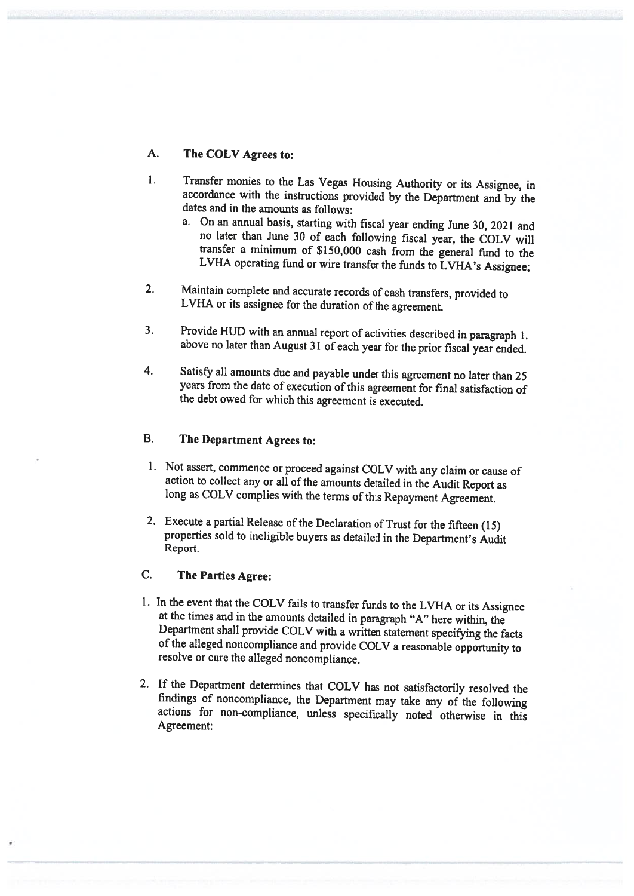## A. The COLV Agrees to:

1. Transfer monies to the Las Vegas Housing Authority or its Assignee, in accordance with the instructions provided by the Department and by the dates and in the amounts as follows:
   a. On an annual basis, starting with fiscal year ending June 30, 2021 and no later than June 30 of each following fiscal year, the COLV will transfer a minimum of $150,000 cash from the general fund to the LVHA operating fund or wire transfer the funds to LVHA's Assignee;

2. Maintain complete and accurate records of cash transfers, provided to LVHA or its assignee for the duration of the agreement.

3. Provide HUD with an annual report of activities described in paragraph 1. above no later than August 31 of each year for the prior fiscal year ended.

4. Satisfy all amounts due and payable under this agreement no later than 25 years from the date of execution of this agreement for final satisfaction of the debt owed for which this agreement is executed.

## B. The Department Agrees to:

1. Not assert, commence or proceed against COLV with any claim or cause of action to collect any or all of the amounts detailed in the Audit Report as long as COLV complies with the terms of this Repayment Agreement.

2. Execute a partial Release of the Declaration of Trust for the fifteen (15) properties sold to ineligible buyers as detailed in the Department's Audit Report.

## C. The Parties Agree:

1. In the event that the COLV fails to transfer funds to the LVHA or its Assignee at the times and in the amounts detailed in paragraph "A" here within, the Department shall provide COLV with a written statement specifying the facts of the alleged noncompliance and provide COLV a reasonable opportunity to resolve or cure the alleged noncompliance.

2. If the Department determines that COLV has not satisfactorily resolved the findings of noncompliance, the Department may take any of the following actions for non-compliance, unless specifically noted otherwise in this Agreement: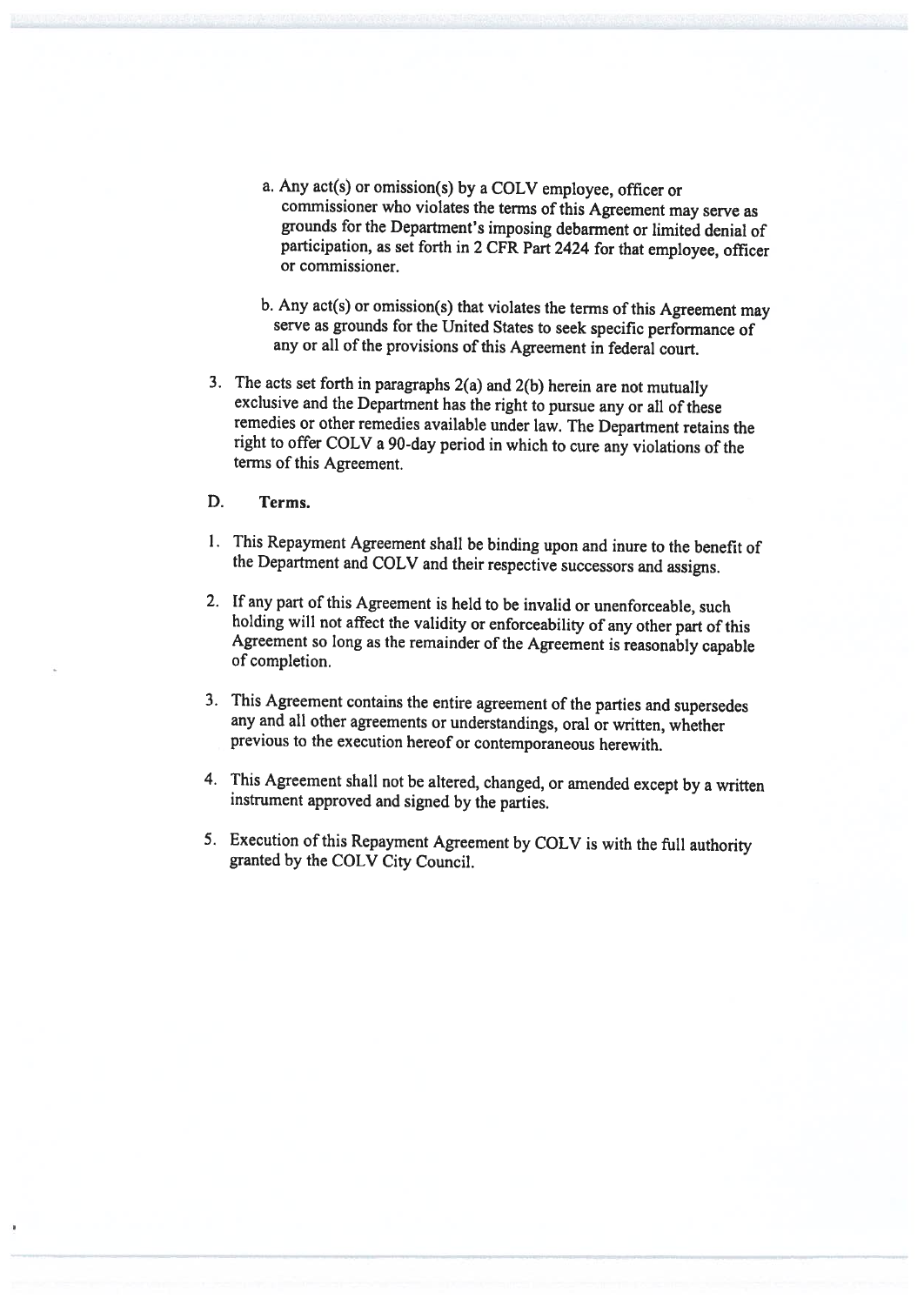a. Any act(s) or omission(s) by a COLV employee, officer or commissioner who violates the terms of this Agreement may serve as grounds for the Department's imposing debarment or limited denial of participation, as set forth in 2 CFR Part 2424 for that employee, officer or commissioner.

b. Any act(s) or omission(s) that violates the terms of this Agreement may serve as grounds for the United States to seek specific performance of any or all of the provisions of this Agreement in federal court.

3. The acts set forth in paragraphs 2(a) and 2(b) herein are not mutually exclusive and the Department has the right to pursue any or all of these remedies or other remedies available under law. The Department retains the right to offer COLV a 90-day period in which to cure any violations of the terms of this Agreement.

D. **Terms.**

1. This Repayment Agreement shall be binding upon and inure to the benefit of the Department and COLV and their respective successors and assigns.

2. If any part of this Agreement is held to be invalid or unenforceable, such holding will not affect the validity or enforceability of any other part of this Agreement so long as the remainder of the Agreement is reasonably capable of completion.

3. This Agreement contains the entire agreement of the parties and supersedes any and all other agreements or understandings, oral or written, whether previous to the execution hereof or contemporaneous herewith.

4. This Agreement shall not be altered, changed, or amended except by a written instrument approved and signed by the parties.

5. Execution of this Repayment Agreement by COLV is with the full authority granted by the COLV City Council.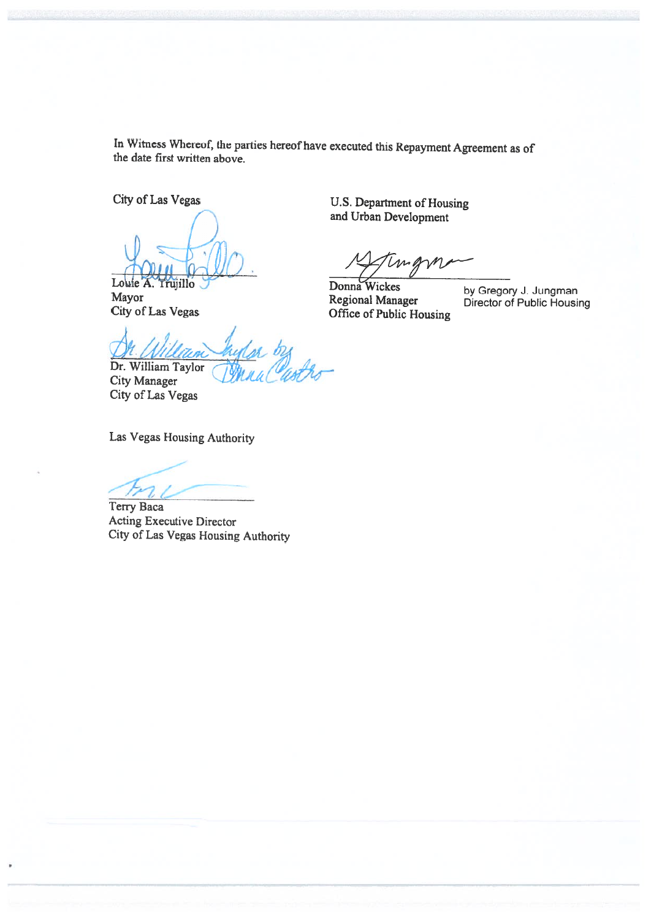In Witness Whereof, the parties hereof have executed this Repayment Agreement as of the date first written above.

City of Las Vegas

Louie A. Trujillo
Mayor
City of Las Vegas

Dr. William Taylor
City Manager
City of Las Vegas

Las Vegas Housing Authority

Terry Baca
Acting Executive Director
City of Las Vegas Housing Authority

U.S. Department of Housing and Urban Development

Donna Wickes
Regional Manager
Office of Public Housing

by Gregory J. Jungman
Director of Public Housing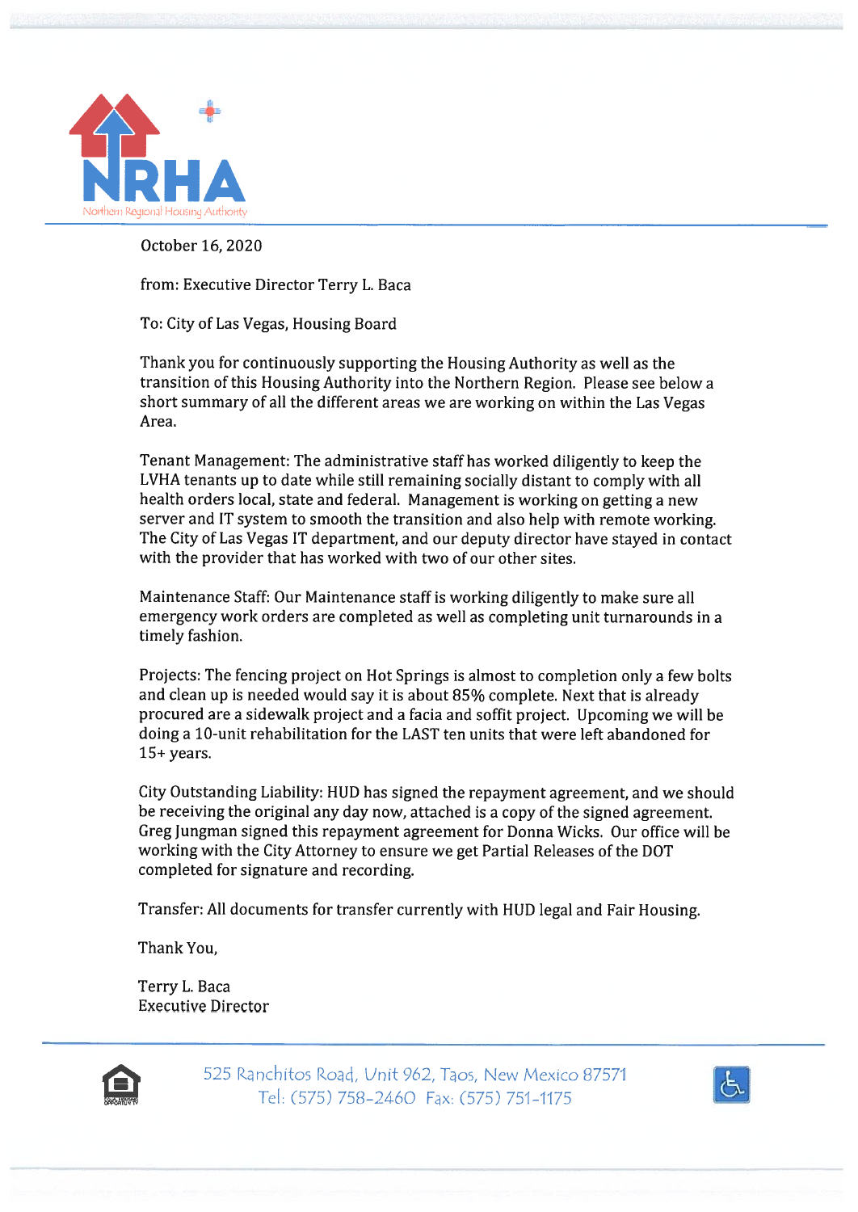NRHA

Northern Regional Housing Authority

October 16, 2020

from: Executive Director Terry L. Baca

To: City of Las Vegas, Housing Board

Thank you for continuously supporting the Housing Authority as well as the transition of this Housing Authority into the Northern Region. Please see below a short summary of all the different areas we are working on within the Las Vegas Area.

Tenant Management: The administrative staff has worked diligently to keep the LVHA tenants up to date while still remaining socially distant to comply with all health orders local, state and federal. Management is working on getting a new server and IT system to smooth the transition and also help with remote working. The City of Las Vegas IT department, and our deputy director have stayed in contact with the provider that has worked with two of our other sites.

Maintenance Staff: Our Maintenance staff is working diligently to make sure all emergency work orders are completed as well as completing unit turnarounds in a timely fashion.

Projects: The fencing project on Hot Springs is almost to completion only a few bolts and clean up is needed would say it is about 85% complete. Next that is already procured are a sidewalk project and a facia and soffit project. Upcoming we will be doing a 10-unit rehabilitation for the LAST ten units that were left abandoned for 15+ years.

City Outstanding Liability: HUD has signed the repayment agreement, and we should be receiving the original any day now, attached is a copy of the signed agreement. Greg Jungman signed this repayment agreement for Donna Wicks. Our office will be working with the City Attorney to ensure we get Partial Releases of the DOT completed for signature and recording.

Transfer: All documents for transfer currently with HUD legal and Fair Housing.

Thank You,

Terry L. Baca
Executive Director

525 Ranchitos Road, Unit 962, Taos, New Mexico 87571
Tel: (575) 758-2460 Fax: (575) 751-1175